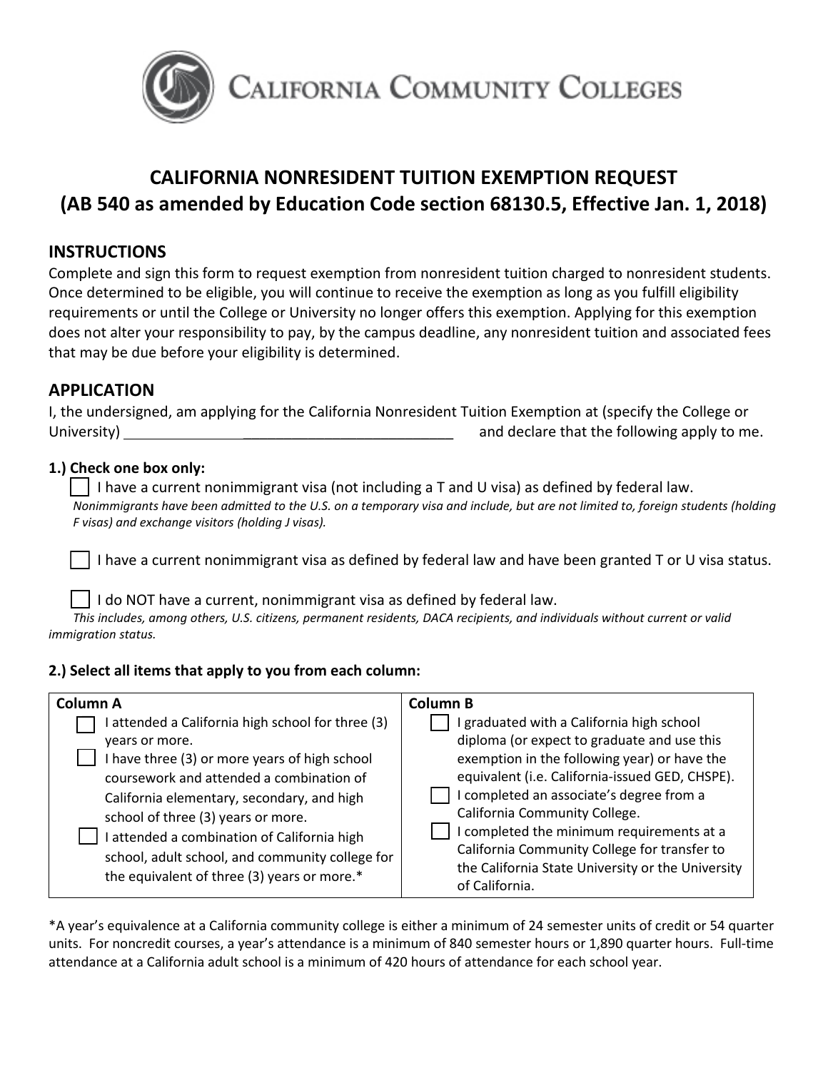CALIFORNIA COMMUNITY COLLEGES

# CALIFORNIA NONRESIDENT TUITION EXEMPTION REQUEST
# (AB 540 as amended by Education Code section 68130.5, Effective Jan. 1, 2018)

## INSTRUCTIONS

Complete and sign this form to request exemption from nonresident tuition charged to nonresident students. Once determined to be eligible, you will continue to receive the exemption as long as you fulfill eligibility requirements or until the College or University no longer offers this exemption. Applying for this exemption does not alter your responsibility to pay, by the campus deadline, any nonresident tuition and associated fees that may be due before your eligibility is determined.

## APPLICATION

I, the undersigned, am applying for the California Nonresident Tuition Exemption at (specify the College or University) ___________________________________________ and declare that the following apply to me.

**1.) Check one box only:**

☐ I have a current nonimmigrant visa (not including a T and U visa) as defined by federal law.
*Nonimmigrants have been admitted to the U.S. on a temporary visa and include, but are not limited to, foreign students (holding F visas) and exchange visitors (holding J visas).*

☐ I have a current nonimmigrant visa as defined by federal law and have been granted T or U visa status.

☐ I do NOT have a current, nonimmigrant visa as defined by federal law.
*This includes, among others, U.S. citizens, permanent residents, DACA recipients, and individuals without current or valid immigration status.*

**2.) Select all items that apply to you from each column:**

| Column A | Column B |
|---|---|
| ☐ I attended a California high school for three (3) years or more.<br>☐ I have three (3) or more years of high school coursework and attended a combination of California elementary, secondary, and high school of three (3) years or more.<br>☐ I attended a combination of California high school, adult school, and community college for the equivalent of three (3) years or more.* | ☐ I graduated with a California high school diploma (or expect to graduate and use this exemption in the following year) or have the equivalent (i.e. California-issued GED, CHSPE).<br>☐ I completed an associate's degree from a California Community College.<br>☐ I completed the minimum requirements at a California Community College for transfer to the California State University or the University of California. |

*A year's equivalence at a California community college is either a minimum of 24 semester units of credit or 54 quarter units. For noncredit courses, a year's attendance is a minimum of 840 semester hours or 1,890 quarter hours. Full-time attendance at a California adult school is a minimum of 420 hours of attendance for each school year.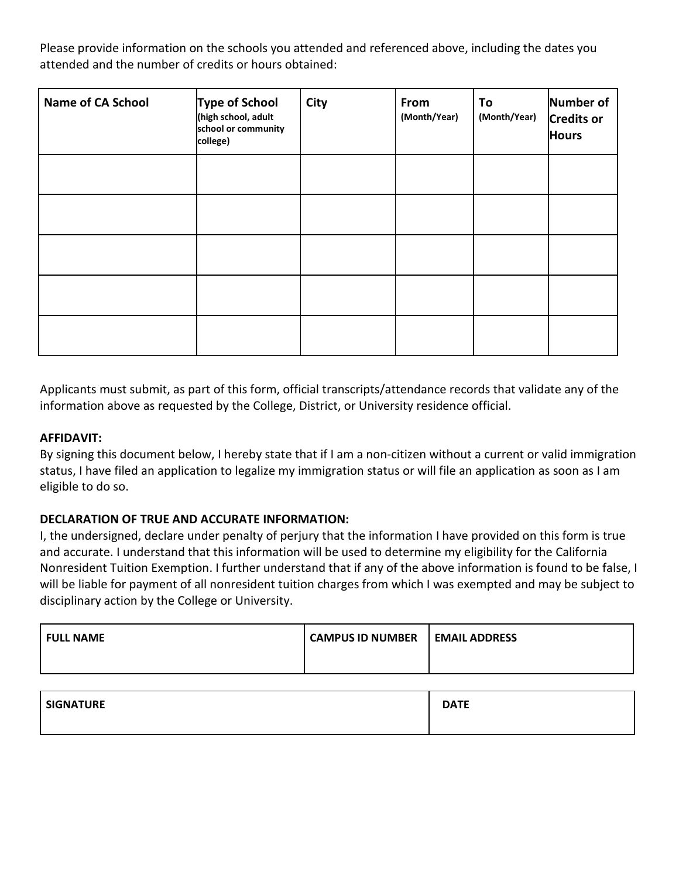Please provide information on the schools you attended and referenced above, including the dates you attended and the number of credits or hours obtained:

| Name of CA School | Type of School (high school, adult school or community college) | City | From (Month/Year) | To (Month/Year) | Number of Credits or Hours |
|---|---|---|---|---|---|
| | | | | | |
| | | | | | |
| | | | | | |
| | | | | | |
| | | | | | |

Applicants must submit, as part of this form, official transcripts/attendance records that validate any of the information above as requested by the College, District, or University residence official.

**AFFIDAVIT:**
By signing this document below, I hereby state that if I am a non-citizen without a current or valid immigration status, I have filed an application to legalize my immigration status or will file an application as soon as I am eligible to do so.

**DECLARATION OF TRUE AND ACCURATE INFORMATION:**
I, the undersigned, declare under penalty of perjury that the information I have provided on this form is true and accurate. I understand that this information will be used to determine my eligibility for the California Nonresident Tuition Exemption. I further understand that if any of the above information is found to be false, I will be liable for payment of all nonresident tuition charges from which I was exempted and may be subject to disciplinary action by the College or University.

| FULL NAME | CAMPUS ID NUMBER | EMAIL ADDRESS |
|---|---|---|
| | | |

| SIGNATURE | DATE |
|---|---|
| | |